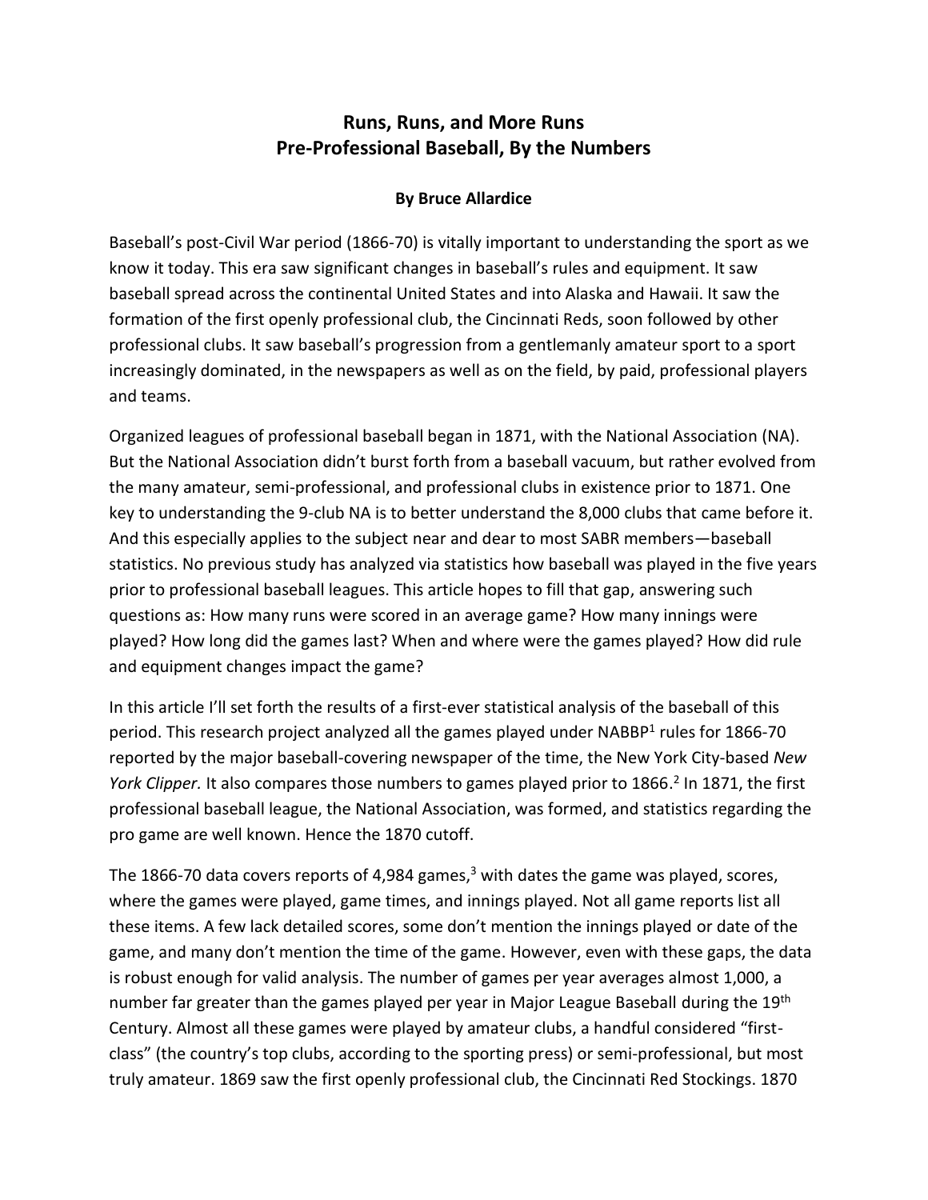# Runs, Runs, and More Runs
## Pre-Professional Baseball, By the Numbers

**By Bruce Allardice**

Baseball's post-Civil War period (1866-70) is vitally important to understanding the sport as we know it today. This era saw significant changes in baseball's rules and equipment. It saw baseball spread across the continental United States and into Alaska and Hawaii. It saw the formation of the first openly professional club, the Cincinnati Reds, soon followed by other professional clubs. It saw baseball's progression from a gentlemanly amateur sport to a sport increasingly dominated, in the newspapers as well as on the field, by paid, professional players and teams.

Organized leagues of professional baseball began in 1871, with the National Association (NA). But the National Association didn't burst forth from a baseball vacuum, but rather evolved from the many amateur, semi-professional, and professional clubs in existence prior to 1871. One key to understanding the 9-club NA is to better understand the 8,000 clubs that came before it. And this especially applies to the subject near and dear to most SABR members—baseball statistics. No previous study has analyzed via statistics how baseball was played in the five years prior to professional baseball leagues. This article hopes to fill that gap, answering such questions as: How many runs were scored in an average game? How many innings were played? How long did the games last? When and where were the games played? How did rule and equipment changes impact the game?

In this article I'll set forth the results of a first-ever statistical analysis of the baseball of this period. This research project analyzed all the games played under NABBP[1] rules for 1866-70 reported by the major baseball-covering newspaper of the time, the New York City-based *New York Clipper.* It also compares those numbers to games played prior to 1866.[2] In 1871, the first professional baseball league, the National Association, was formed, and statistics regarding the pro game are well known. Hence the 1870 cutoff.

The 1866-70 data covers reports of 4,984 games,[3] with dates the game was played, scores, where the games were played, game times, and innings played. Not all game reports list all these items. A few lack detailed scores, some don't mention the innings played or date of the game, and many don't mention the time of the game. However, even with these gaps, the data is robust enough for valid analysis. The number of games per year averages almost 1,000, a number far greater than the games played per year in Major League Baseball during the 19th Century. Almost all these games were played by amateur clubs, a handful considered "first-class" (the country's top clubs, according to the sporting press) or semi-professional, but most truly amateur. 1869 saw the first openly professional club, the Cincinnati Red Stockings. 1870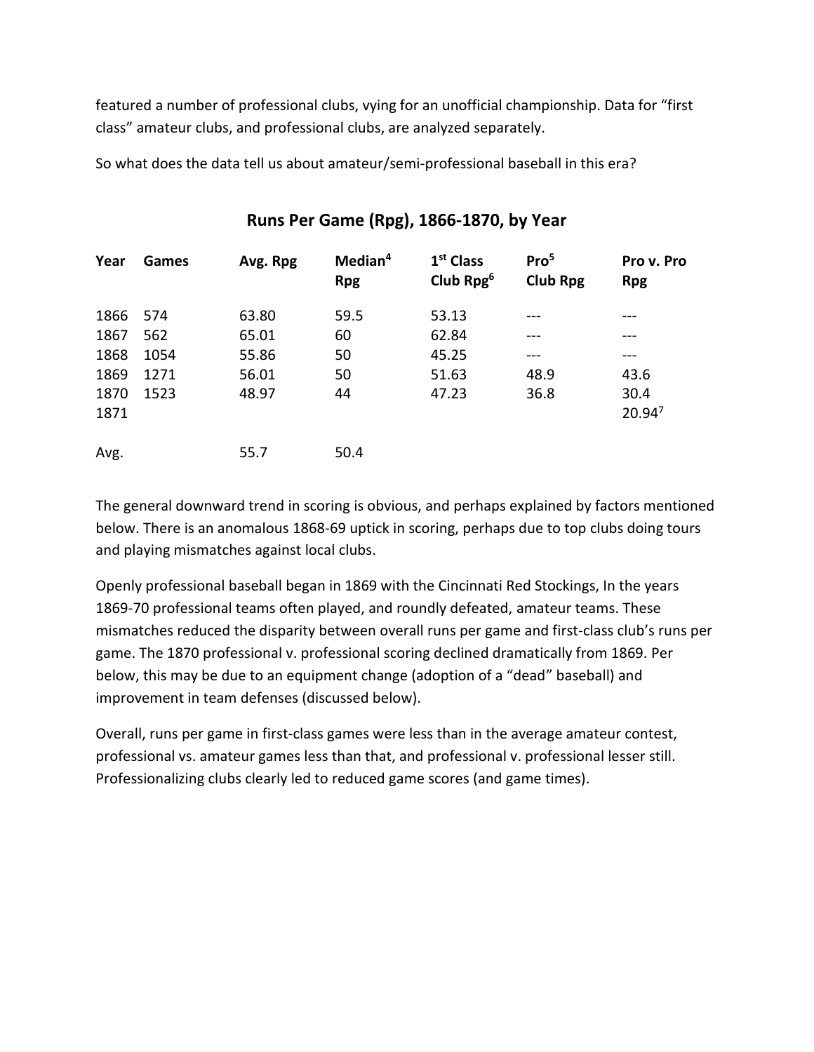featured a number of professional clubs, vying for an unofficial championship. Data for "first class" amateur clubs, and professional clubs, are analyzed separately.

So what does the data tell us about amateur/semi-professional baseball in this era?

## Runs Per Game (Rpg), 1866-1870, by Year

| Year | Games | Avg. Rpg | Median[4] Rpg | 1st Class Club Rpg[6] | Pro[5] Club Rpg | Pro v. Pro Rpg |
|---|---|---|---|---|---|---|
| 1866 | 574 | 63.80 | 59.5 | 53.13 | --- | --- |
| 1867 | 562 | 65.01 | 60 | 62.84 | --- | --- |
| 1868 | 1054 | 55.86 | 50 | 45.25 | --- | --- |
| 1869 | 1271 | 56.01 | 50 | 51.63 | 48.9 | 43.6 |
| 1870 | 1523 | 48.97 | 44 | 47.23 | 36.8 | 30.4 |
| 1871 | | | | | | 20.94[7] |
| Avg. | | 55.7 | 50.4 | | | |

The general downward trend in scoring is obvious, and perhaps explained by factors mentioned below. There is an anomalous 1868-69 uptick in scoring, perhaps due to top clubs doing tours and playing mismatches against local clubs.

Openly professional baseball began in 1869 with the Cincinnati Red Stockings, In the years 1869-70 professional teams often played, and roundly defeated, amateur teams. These mismatches reduced the disparity between overall runs per game and first-class club's runs per game. The 1870 professional v. professional scoring declined dramatically from 1869. Per below, this may be due to an equipment change (adoption of a "dead" baseball) and improvement in team defenses (discussed below).

Overall, runs per game in first-class games were less than in the average amateur contest, professional vs. amateur games less than that, and professional v. professional lesser still. Professionalizing clubs clearly led to reduced game scores (and game times).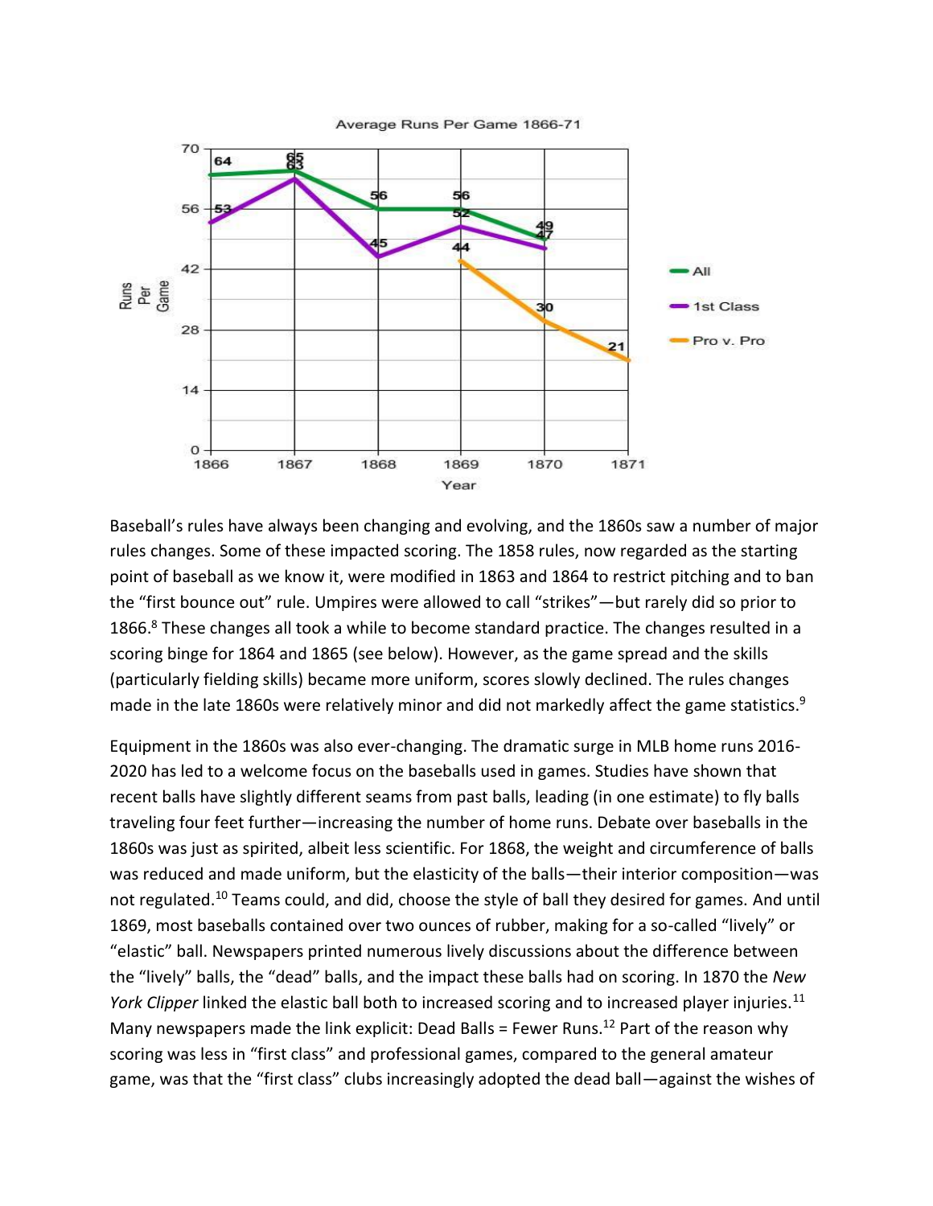Baseball's rules have always been changing and evolving, and the 1860s saw a number of major rules changes. Some of these impacted scoring. The 1858 rules, now regarded as the starting point of baseball as we know it, were modified in 1863 and 1864 to restrict pitching and to ban the "first bounce out" rule. Umpires were allowed to call "strikes"—but rarely did so prior to 1866.[8] These changes all took a while to become standard practice. The changes resulted in a scoring binge for 1864 and 1865 (see below). However, as the game spread and the skills (particularly fielding skills) became more uniform, scores slowly declined. The rules changes made in the late 1860s were relatively minor and did not markedly affect the game statistics.[9]

Equipment in the 1860s was also ever-changing. The dramatic surge in MLB home runs 2016-2020 has led to a welcome focus on the baseballs used in games. Studies have shown that recent balls have slightly different seams from past balls, leading (in one estimate) to fly balls traveling four feet further—increasing the number of home runs. Debate over baseballs in the 1860s was just as spirited, albeit less scientific. For 1868, the weight and circumference of balls was reduced and made uniform, but the elasticity of the balls—their interior composition—was not regulated.[10] Teams could, and did, choose the style of ball they desired for games. And until 1869, most baseballs contained over two ounces of rubber, making for a so-called "lively" or "elastic" ball. Newspapers printed numerous lively discussions about the difference between the "lively" balls, the "dead" balls, and the impact these balls had on scoring. In 1870 the *New York Clipper* linked the elastic ball both to increased scoring and to increased player injuries.[11] Many newspapers made the link explicit: Dead Balls = Fewer Runs.[12] Part of the reason why scoring was less in "first class" and professional games, compared to the general amateur game, was that the "first class" clubs increasingly adopted the dead ball—against the wishes of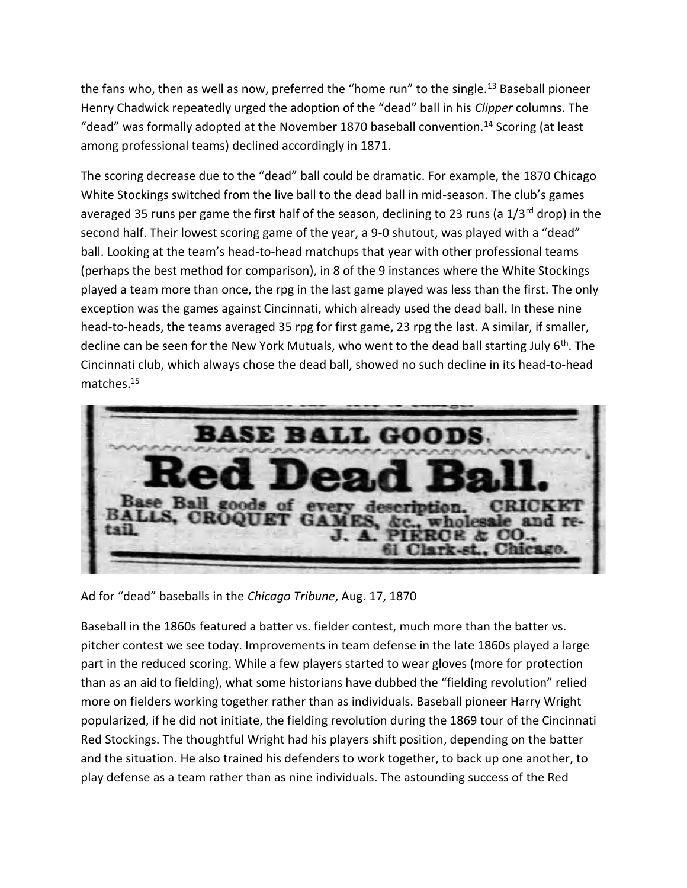the fans who, then as well as now, preferred the "home run" to the single.[13] Baseball pioneer Henry Chadwick repeatedly urged the adoption of the "dead" ball in his *Clipper* columns. The "dead" was formally adopted at the November 1870 baseball convention.[14] Scoring (at least among professional teams) declined accordingly in 1871.

The scoring decrease due to the "dead" ball could be dramatic. For example, the 1870 Chicago White Stockings switched from the live ball to the dead ball in mid-season. The club's games averaged 35 runs per game the first half of the season, declining to 23 runs (a 1/3rd drop) in the second half. Their lowest scoring game of the year, a 9-0 shutout, was played with a "dead" ball. Looking at the team's head-to-head matchups that year with other professional teams (perhaps the best method for comparison), in 8 of the 9 instances where the White Stockings played a team more than once, the rpg in the last game played was less than the first. The only exception was the games against Cincinnati, which already used the dead ball. In these nine head-to-heads, the teams averaged 35 rpg for first game, 23 rpg the last. A similar, if smaller, decline can be seen for the New York Mutuals, who went to the dead ball starting July 6th. The Cincinnati club, which always chose the dead ball, showed no such decline in its head-to-head matches.[15]

**BASE BALL GOODS.**

**Red Dead Ball.**

Base Ball goods of every description. CRICKET BALLS, CROQUET GAMES, &c., wholesale and retail.
J. A. PIERCE & CO.,
61 Clark-st., Chicago.

Ad for "dead" baseballs in the *Chicago Tribune*, Aug. 17, 1870

Baseball in the 1860s featured a batter vs. fielder contest, much more than the batter vs. pitcher contest we see today. Improvements in team defense in the late 1860s played a large part in the reduced scoring. While a few players started to wear gloves (more for protection than as an aid to fielding), what some historians have dubbed the "fielding revolution" relied more on fielders working together rather than as individuals. Baseball pioneer Harry Wright popularized, if he did not initiate, the fielding revolution during the 1869 tour of the Cincinnati Red Stockings. The thoughtful Wright had his players shift position, depending on the batter and the situation. He also trained his defenders to work together, to back up one another, to play defense as a team rather than as nine individuals. The astounding success of the Red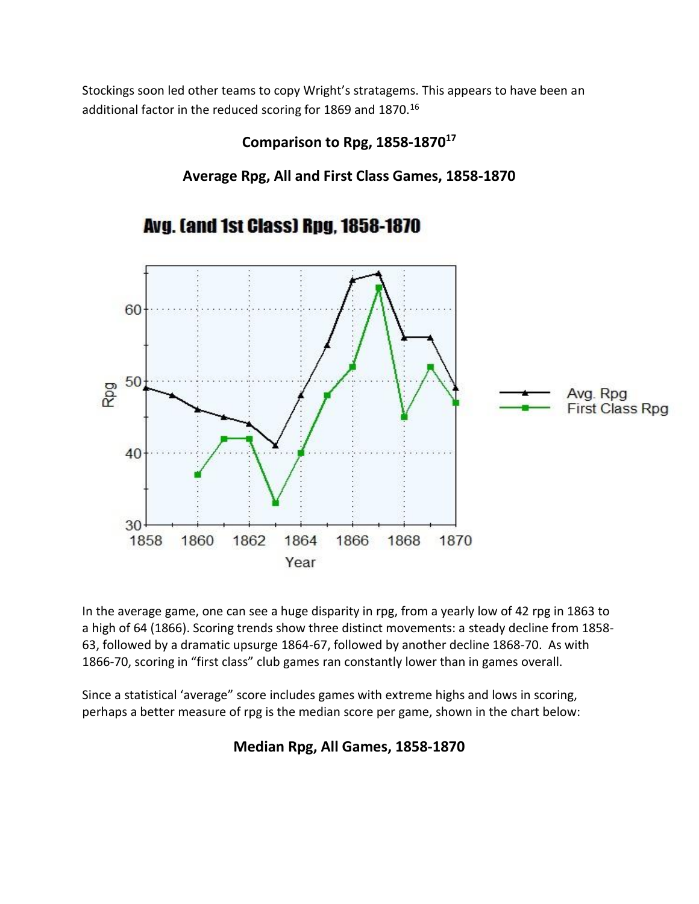Stockings soon led other teams to copy Wright's stratagems. This appears to have been an additional factor in the reduced scoring for 1869 and 1870.[16]

## Comparison to Rpg, 1858-1870[17]

### Average Rpg, All and First Class Games, 1858-1870

In the average game, one can see a huge disparity in rpg, from a yearly low of 42 rpg in 1863 to a high of 64 (1866). Scoring trends show three distinct movements: a steady decline from 1858-63, followed by a dramatic upsurge 1864-67, followed by another decline 1868-70. As with 1866-70, scoring in "first class" club games ran constantly lower than in games overall.

Since a statistical 'average" score includes games with extreme highs and lows in scoring, perhaps a better measure of rpg is the median score per game, shown in the chart below:

### Median Rpg, All Games, 1858-1870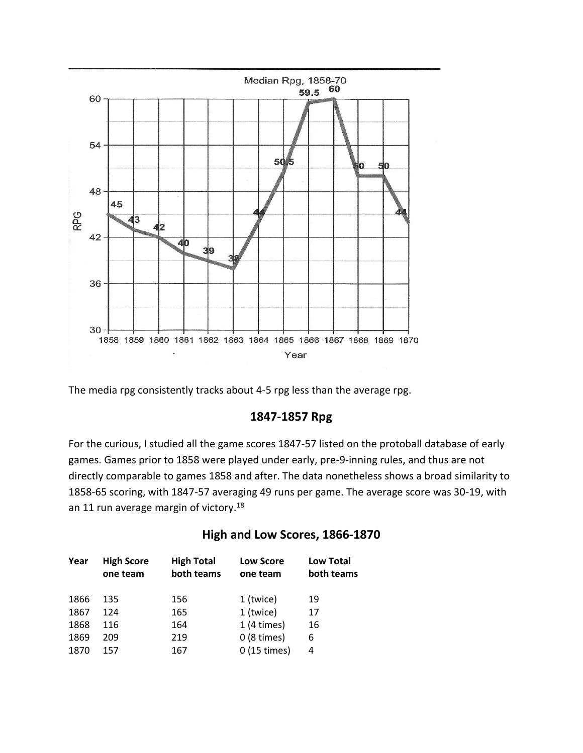The media rpg consistently tracks about 4-5 rpg less than the average rpg.

## 1847-1857 Rpg

For the curious, I studied all the game scores 1847-57 listed on the protoball database of early games. Games prior to 1858 were played under early, pre-9-inning rules, and thus are not directly comparable to games 1858 and after. The data nonetheless shows a broad similarity to 1858-65 scoring, with 1847-57 averaging 49 runs per game. The average score was 30-19, with an 11 run average margin of victory.[18]

## High and Low Scores, 1866-1870

| Year | High Score one team | High Total both teams | Low Score one team | Low Total both teams |
|---|---|---|---|---|
| 1866 | 135 | 156 | 1 (twice) | 19 |
| 1867 | 124 | 165 | 1 (twice) | 17 |
| 1868 | 116 | 164 | 1 (4 times) | 16 |
| 1869 | 209 | 219 | 0 (8 times) | 6 |
| 1870 | 157 | 167 | 0 (15 times) | 4 |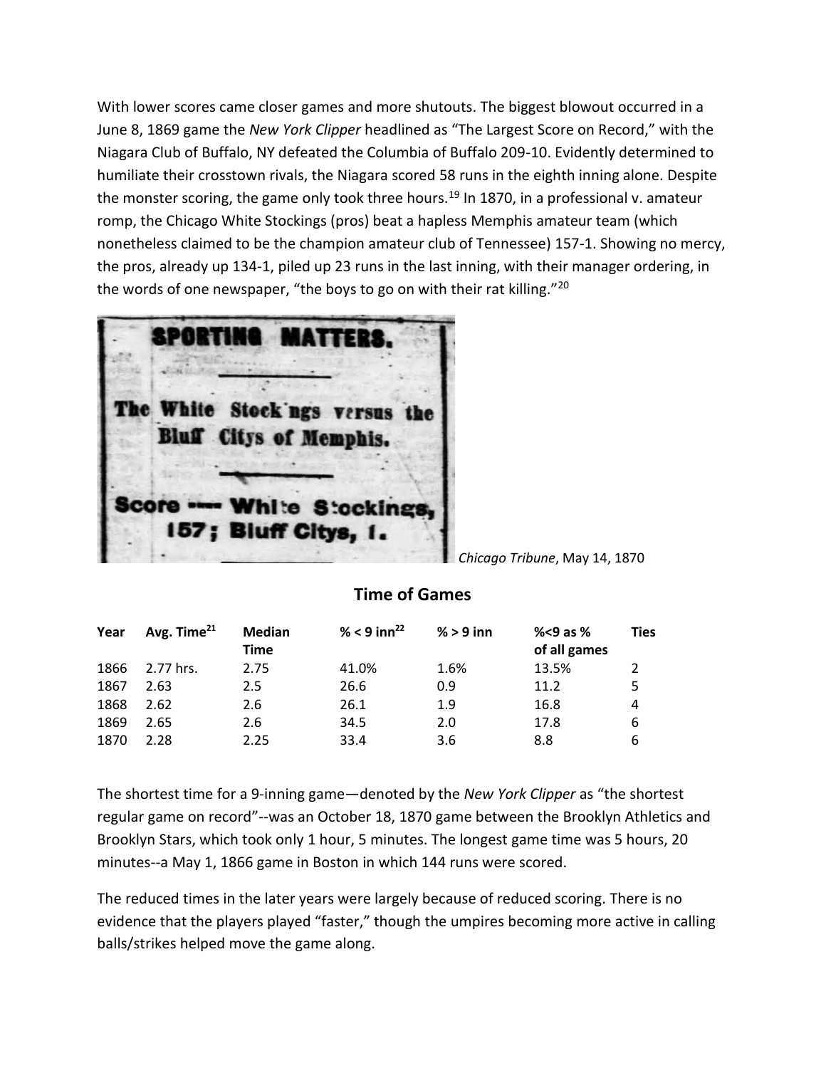With lower scores came closer games and more shutouts. The biggest blowout occurred in a June 8, 1869 game the *New York Clipper* headlined as "The Largest Score on Record," with the Niagara Club of Buffalo, NY defeated the Columbia of Buffalo 209-10. Evidently determined to humiliate their crosstown rivals, the Niagara scored 58 runs in the eighth inning alone. Despite the monster scoring, the game only took three hours.[19] In 1870, in a professional v. amateur romp, the Chicago White Stockings (pros) beat a hapless Memphis amateur team (which nonetheless claimed to be the champion amateur club of Tennessee) 157-1. Showing no mercy, the pros, already up 134-1, piled up 23 runs in the last inning, with their manager ordering, in the words of one newspaper, "the boys to go on with their rat killing."[20]

SPORTING MATTERS.

The White Stock'ngs versus the Bluff Citys of Memphis.

Score ---- White Stockings, 157; Bluff Citys, 1.

*Chicago Tribune*, May 14, 1870

## Time of Games

| Year | Avg. Time[21] | Median Time | % < 9 inn[22] | % > 9 inn | %<9 as % of all games | Ties |
|---|---|---|---|---|---|---|
| 1866 | 2.77 hrs. | 2.75 | 41.0% | 1.6% | 13.5% | 2 |
| 1867 | 2.63 | 2.5 | 26.6 | 0.9 | 11.2 | 5 |
| 1868 | 2.62 | 2.6 | 26.1 | 1.9 | 16.8 | 4 |
| 1869 | 2.65 | 2.6 | 34.5 | 2.0 | 17.8 | 6 |
| 1870 | 2.28 | 2.25 | 33.4 | 3.6 | 8.8 | 6 |

The shortest time for a 9-inning game—denoted by the *New York Clipper* as "the shortest regular game on record"--was an October 18, 1870 game between the Brooklyn Athletics and Brooklyn Stars, which took only 1 hour, 5 minutes. The longest game time was 5 hours, 20 minutes--a May 1, 1866 game in Boston in which 144 runs were scored.

The reduced times in the later years were largely because of reduced scoring. There is no evidence that the players played "faster," though the umpires becoming more active in calling balls/strikes helped move the game along.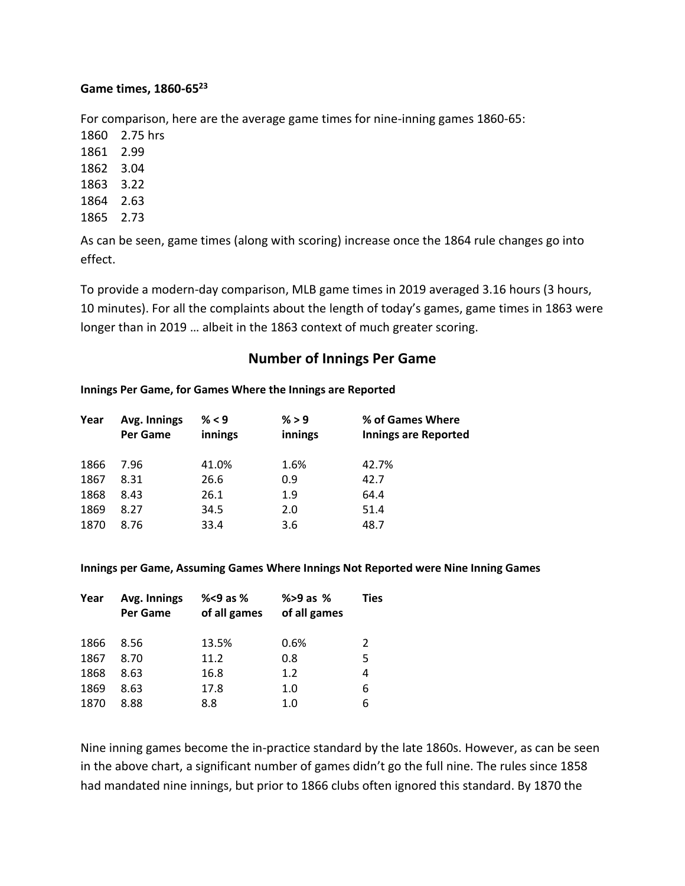**Game times, 1860-65[23]**

For comparison, here are the average game times for nine-inning games 1860-65:

1860 2.75 hrs
1861 2.99
1862 3.04
1863 3.22
1864 2.63
1865 2.73

As can be seen, game times (along with scoring) increase once the 1864 rule changes go into effect.

To provide a modern-day comparison, MLB game times in 2019 averaged 3.16 hours (3 hours, 10 minutes). For all the complaints about the length of today's games, game times in 1863 were longer than in 2019 … albeit in the 1863 context of much greater scoring.

## Number of Innings Per Game

**Innings Per Game, for Games Where the Innings are Reported**

| Year | Avg. Innings Per Game | % < 9 innings | % > 9 innings | % of Games Where Innings are Reported |
|---|---|---|---|---|
| 1866 | 7.96 | 41.0% | 1.6% | 42.7% |
| 1867 | 8.31 | 26.6 | 0.9 | 42.7 |
| 1868 | 8.43 | 26.1 | 1.9 | 64.4 |
| 1869 | 8.27 | 34.5 | 2.0 | 51.4 |
| 1870 | 8.76 | 33.4 | 3.6 | 48.7 |

**Innings per Game, Assuming Games Where Innings Not Reported were Nine Inning Games**

| Year | Avg. Innings Per Game | %<9 as % of all games | %>9 as % of all games | Ties |
|---|---|---|---|---|
| 1866 | 8.56 | 13.5% | 0.6% | 2 |
| 1867 | 8.70 | 11.2 | 0.8 | 5 |
| 1868 | 8.63 | 16.8 | 1.2 | 4 |
| 1869 | 8.63 | 17.8 | 1.0 | 6 |
| 1870 | 8.88 | 8.8 | 1.0 | 6 |

Nine inning games become the in-practice standard by the late 1860s. However, as can be seen in the above chart, a significant number of games didn't go the full nine. The rules since 1858 had mandated nine innings, but prior to 1866 clubs often ignored this standard. By 1870 the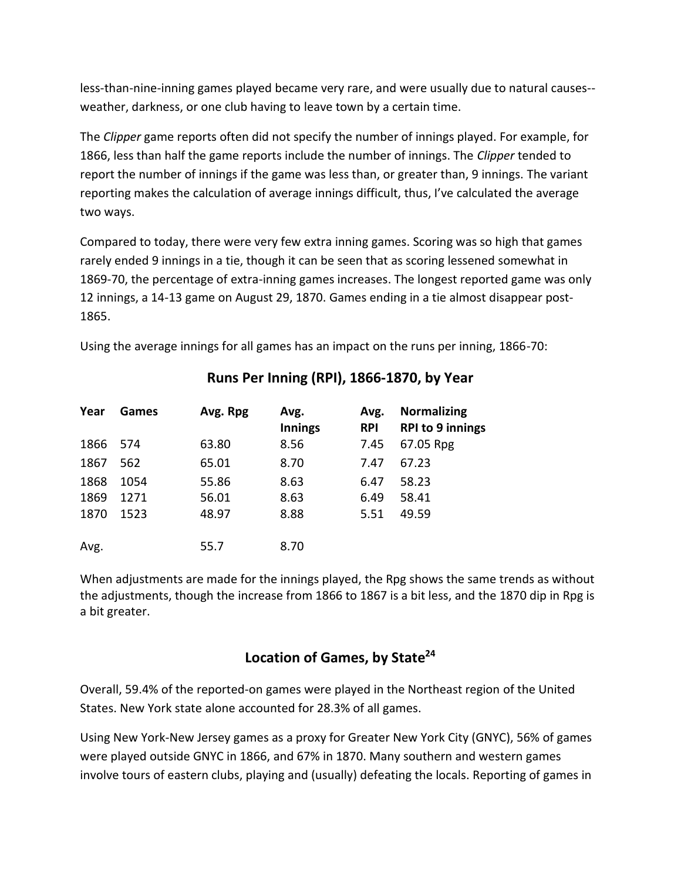less-than-nine-inning games played became very rare, and were usually due to natural causes--weather, darkness, or one club having to leave town by a certain time.

The *Clipper* game reports often did not specify the number of innings played. For example, for 1866, less than half the game reports include the number of innings. The *Clipper* tended to report the number of innings if the game was less than, or greater than, 9 innings. The variant reporting makes the calculation of average innings difficult, thus, I've calculated the average two ways.

Compared to today, there were very few extra inning games. Scoring was so high that games rarely ended 9 innings in a tie, though it can be seen that as scoring lessened somewhat in 1869-70, the percentage of extra-inning games increases. The longest reported game was only 12 innings, a 14-13 game on August 29, 1870. Games ending in a tie almost disappear post-1865.

Using the average innings for all games has an impact on the runs per inning, 1866-70:

## Runs Per Inning (RPI), 1866-1870, by Year

| Year | Games | Avg. Rpg | Avg. Innings | Avg. RPI | Normalizing RPI to 9 innings |
|---|---|---|---|---|---|
| 1866 | 574 | 63.80 | 8.56 | 7.45 | 67.05 Rpg |
| 1867 | 562 | 65.01 | 8.70 | 7.47 | 67.23 |
| 1868 | 1054 | 55.86 | 8.63 | 6.47 | 58.23 |
| 1869 | 1271 | 56.01 | 8.63 | 6.49 | 58.41 |
| 1870 | 1523 | 48.97 | 8.88 | 5.51 | 49.59 |
| Avg. | | 55.7 | 8.70 | | |

When adjustments are made for the innings played, the Rpg shows the same trends as without the adjustments, though the increase from 1866 to 1867 is a bit less, and the 1870 dip in Rpg is a bit greater.

## Location of Games, by State[24]

Overall, 59.4% of the reported-on games were played in the Northeast region of the United States. New York state alone accounted for 28.3% of all games.

Using New York-New Jersey games as a proxy for Greater New York City (GNYC), 56% of games were played outside GNYC in 1866, and 67% in 1870. Many southern and western games involve tours of eastern clubs, playing and (usually) defeating the locals. Reporting of games in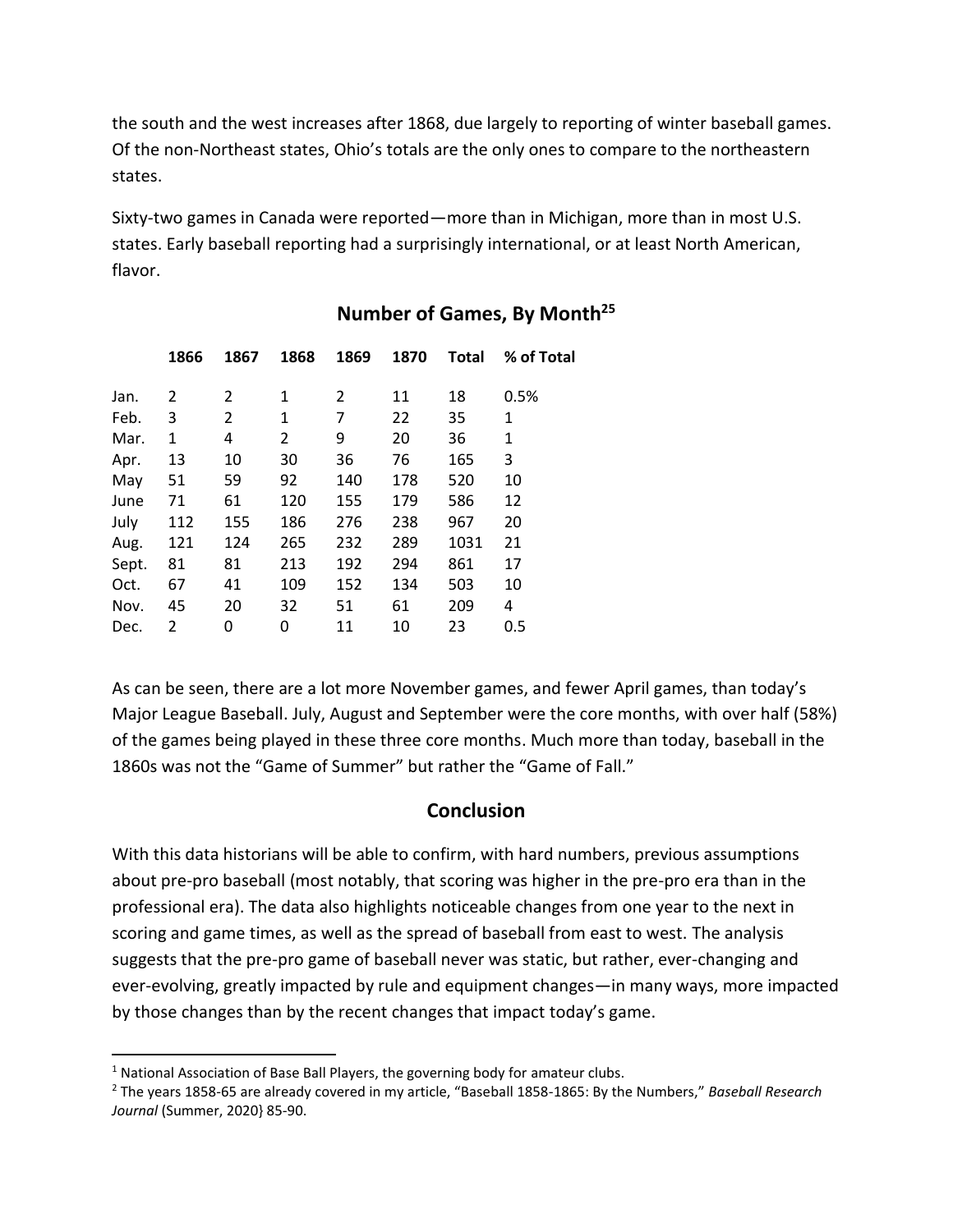the south and the west increases after 1868, due largely to reporting of winter baseball games. Of the non-Northeast states, Ohio's totals are the only ones to compare to the northeastern states.

Sixty-two games in Canada were reported—more than in Michigan, more than in most U.S. states. Early baseball reporting had a surprisingly international, or at least North American, flavor.

## Number of Games, By Month[25]

| | 1866 | 1867 | 1868 | 1869 | 1870 | Total | % of Total |
|---|---|---|---|---|---|---|---|
| Jan. | 2 | 2 | 1 | 2 | 11 | 18 | 0.5% |
| Feb. | 3 | 2 | 1 | 7 | 22 | 35 | 1 |
| Mar. | 1 | 4 | 2 | 9 | 20 | 36 | 1 |
| Apr. | 13 | 10 | 30 | 36 | 76 | 165 | 3 |
| May | 51 | 59 | 92 | 140 | 178 | 520 | 10 |
| June | 71 | 61 | 120 | 155 | 179 | 586 | 12 |
| July | 112 | 155 | 186 | 276 | 238 | 967 | 20 |
| Aug. | 121 | 124 | 265 | 232 | 289 | 1031 | 21 |
| Sept. | 81 | 81 | 213 | 192 | 294 | 861 | 17 |
| Oct. | 67 | 41 | 109 | 152 | 134 | 503 | 10 |
| Nov. | 45 | 20 | 32 | 51 | 61 | 209 | 4 |
| Dec. | 2 | 0 | 0 | 11 | 10 | 23 | 0.5 |

As can be seen, there are a lot more November games, and fewer April games, than today's Major League Baseball. July, August and September were the core months, with over half (58%) of the games being played in these three core months. Much more than today, baseball in the 1860s was not the "Game of Summer" but rather the "Game of Fall."

## Conclusion

With this data historians will be able to confirm, with hard numbers, previous assumptions about pre-pro baseball (most notably, that scoring was higher in the pre-pro era than in the professional era). The data also highlights noticeable changes from one year to the next in scoring and game times, as well as the spread of baseball from east to west. The analysis suggests that the pre-pro game of baseball never was static, but rather, ever-changing and ever-evolving, greatly impacted by rule and equipment changes—in many ways, more impacted by those changes than by the recent changes that impact today's game.

---

[1] National Association of Base Ball Players, the governing body for amateur clubs.

[2] The years 1858-65 are already covered in my article, "Baseball 1858-1865: By the Numbers," *Baseball Research Journal* (Summer, 2020} 85-90.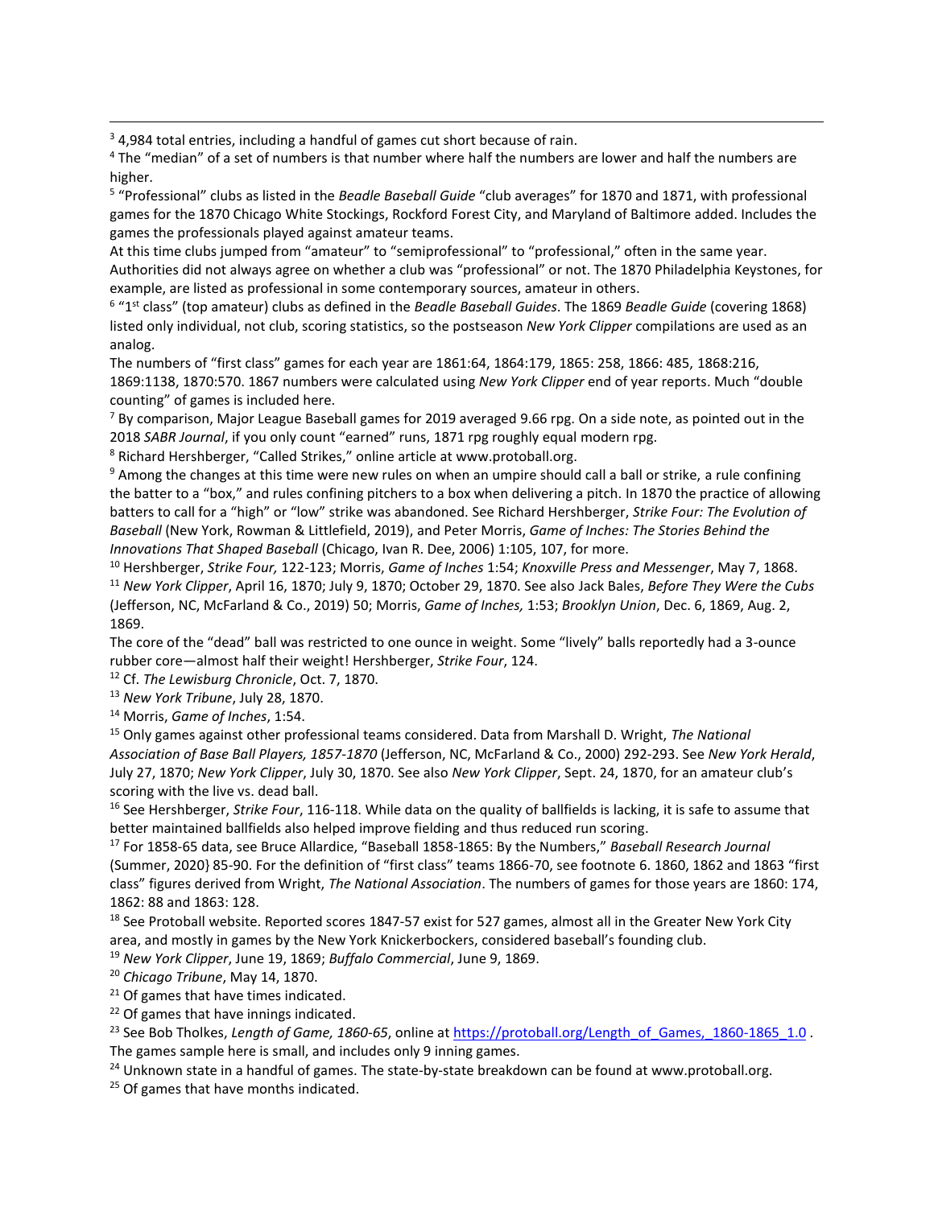[3] 4,984 total entries, including a handful of games cut short because of rain.

[4] The "median" of a set of numbers is that number where half the numbers are lower and half the numbers are higher.

[5] "Professional" clubs as listed in the *Beadle Baseball Guide* "club averages" for 1870 and 1871, with professional games for the 1870 Chicago White Stockings, Rockford Forest City, and Maryland of Baltimore added. Includes the games the professionals played against amateur teams.

At this time clubs jumped from "amateur" to "semiprofessional" to "professional," often in the same year. Authorities did not always agree on whether a club was "professional" or not. The 1870 Philadelphia Keystones, for example, are listed as professional in some contemporary sources, amateur in others.

[6] "1st class" (top amateur) clubs as defined in the *Beadle Baseball Guides*. The 1869 *Beadle Guide* (covering 1868) listed only individual, not club, scoring statistics, so the postseason *New York Clipper* compilations are used as an analog.

The numbers of "first class" games for each year are 1861:64, 1864:179, 1865: 258, 1866: 485, 1868:216, 1869:1138, 1870:570. 1867 numbers were calculated using *New York Clipper* end of year reports. Much "double counting" of games is included here.

[7] By comparison, Major League Baseball games for 2019 averaged 9.66 rpg. On a side note, as pointed out in the 2018 *SABR Journal*, if you only count "earned" runs, 1871 rpg roughly equal modern rpg.

[8] Richard Hershberger, "Called Strikes," online article at www.protoball.org.

[9] Among the changes at this time were new rules on when an umpire should call a ball or strike, a rule confining the batter to a "box," and rules confining pitchers to a box when delivering a pitch. In 1870 the practice of allowing batters to call for a "high" or "low" strike was abandoned. See Richard Hershberger, *Strike Four: The Evolution of Baseball* (New York, Rowman & Littlefield, 2019), and Peter Morris, *Game of Inches: The Stories Behind the Innovations That Shaped Baseball* (Chicago, Ivan R. Dee, 2006) 1:105, 107, for more.

[10] Hershberger, *Strike Four,* 122-123; Morris, *Game of Inches* 1:54; *Knoxville Press and Messenger*, May 7, 1868.

[11] *New York Clipper*, April 16, 1870; July 9, 1870; October 29, 1870. See also Jack Bales, *Before They Were the Cubs* (Jefferson, NC, McFarland & Co., 2019) 50; Morris, *Game of Inches,* 1:53; *Brooklyn Union*, Dec. 6, 1869, Aug. 2, 1869.

The core of the "dead" ball was restricted to one ounce in weight. Some "lively" balls reportedly had a 3-ounce rubber core—almost half their weight! Hershberger, *Strike Four*, 124.

[12] Cf. *The Lewisburg Chronicle*, Oct. 7, 1870.

[13] *New York Tribune*, July 28, 1870.

[14] Morris, *Game of Inches*, 1:54.

[15] Only games against other professional teams considered. Data from Marshall D. Wright, *The National Association of Base Ball Players, 1857-1870* (Jefferson, NC, McFarland & Co., 2000) 292-293. See *New York Herald*, July 27, 1870; *New York Clipper*, July 30, 1870. See also *New York Clipper*, Sept. 24, 1870, for an amateur club's scoring with the live vs. dead ball.

[16] See Hershberger, *Strike Four*, 116-118. While data on the quality of ballfields is lacking, it is safe to assume that better maintained ballfields also helped improve fielding and thus reduced run scoring.

[17] For 1858-65 data, see Bruce Allardice, "Baseball 1858-1865: By the Numbers," *Baseball Research Journal* (Summer, 2020} 85-90. For the definition of "first class" teams 1866-70, see footnote 6. 1860, 1862 and 1863 "first class" figures derived from Wright, *The National Association*. The numbers of games for those years are 1860: 174, 1862: 88 and 1863: 128.

[18] See Protoball website. Reported scores 1847-57 exist for 527 games, almost all in the Greater New York City area, and mostly in games by the New York Knickerbockers, considered baseball's founding club.

[19] *New York Clipper*, June 19, 1869; *Buffalo Commercial*, June 9, 1869.

[20] *Chicago Tribune*, May 14, 1870.

[21] Of games that have times indicated.

[22] Of games that have innings indicated.

[23] See Bob Tholkes, *Length of Game, 1860-65*, online at https://protoball.org/Length_of_Games,_1860-1865_1.0 . The games sample here is small, and includes only 9 inning games.

[24] Unknown state in a handful of games. The state-by-state breakdown can be found at www.protoball.org.

[25] Of games that have months indicated.